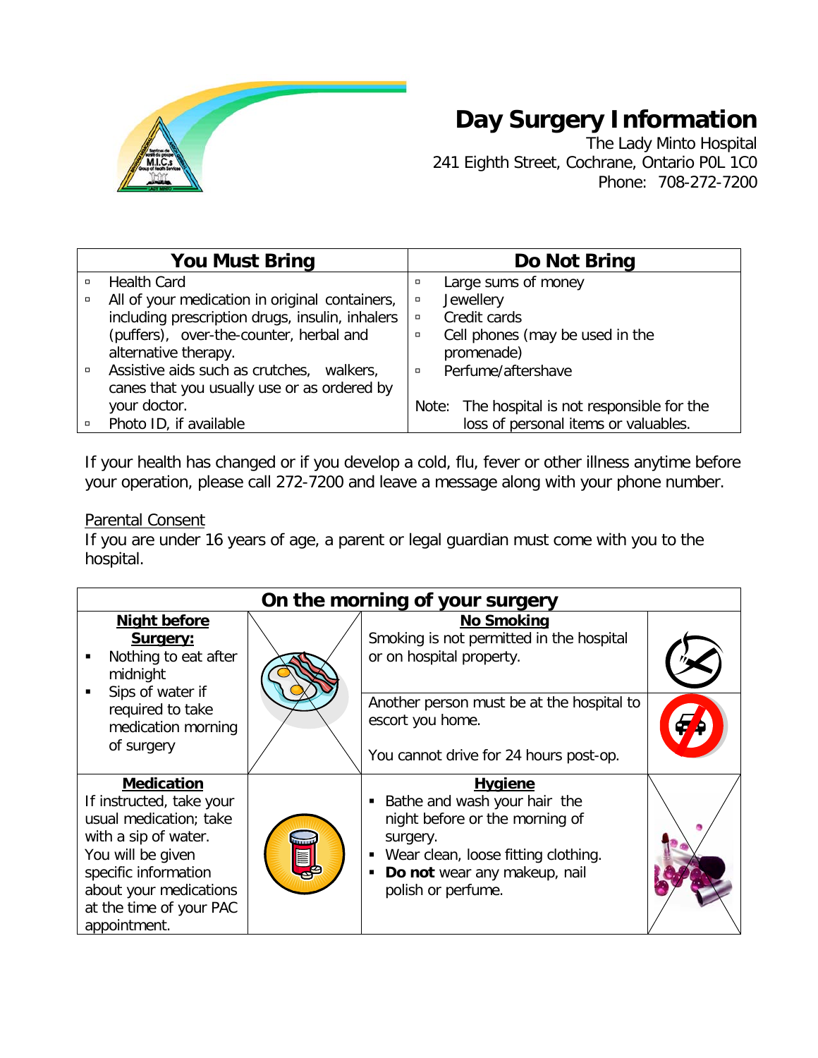# Day Surgery Information

The Lady Minto Hospital
241 Eighth Street, Cochrane, Ontario P0L 1C0
Phone: 708-272-7200

| You Must Bring | Do Not Bring |
|---|---|
| ▫ Health Card<br>▫ All of your medication in original containers, including prescription drugs, insulin, inhalers (puffers), over-the-counter, herbal and alternative therapy.<br>▫ Assistive aids such as crutches, walkers, canes that you usually use or as ordered by your doctor.<br>▫ Photo ID, if available | ▫ Large sums of money<br>▫ Jewellery<br>▫ Credit cards<br>▫ Cell phones (may be used in the promenade)<br>▫ Perfume/aftershave<br><br>Note: The hospital is not responsible for the loss of personal items or valuables. |

If your health has changed or if you develop a cold, flu, fever or other illness anytime before your operation, please call 272-7200 and leave a message along with your phone number.

Parental Consent

If you are under 16 years of age, a parent or legal guardian must come with you to the hospital.

| On the morning of your surgery | | | |
|---|---|---|---|
| **Night before Surgery:**<br>▪ Nothing to eat after midnight<br>▪ Sips of water if required to take medication morning of surgery | | **No Smoking**<br>Smoking is not permitted in the hospital or on hospital property.<br><br>Another person must be at the hospital to escort you home.<br><br>You cannot drive for 24 hours post-op. | |
| **Medication**<br>If instructed, take your usual medication; take with a sip of water. You will be given specific information about your medications at the time of your PAC appointment. | | **Hygiene**<br>▪ Bathe and wash your hair the night before or the morning of surgery.<br>▪ Wear clean, loose fitting clothing.<br>▪ **Do not** wear any makeup, nail polish or perfume. | |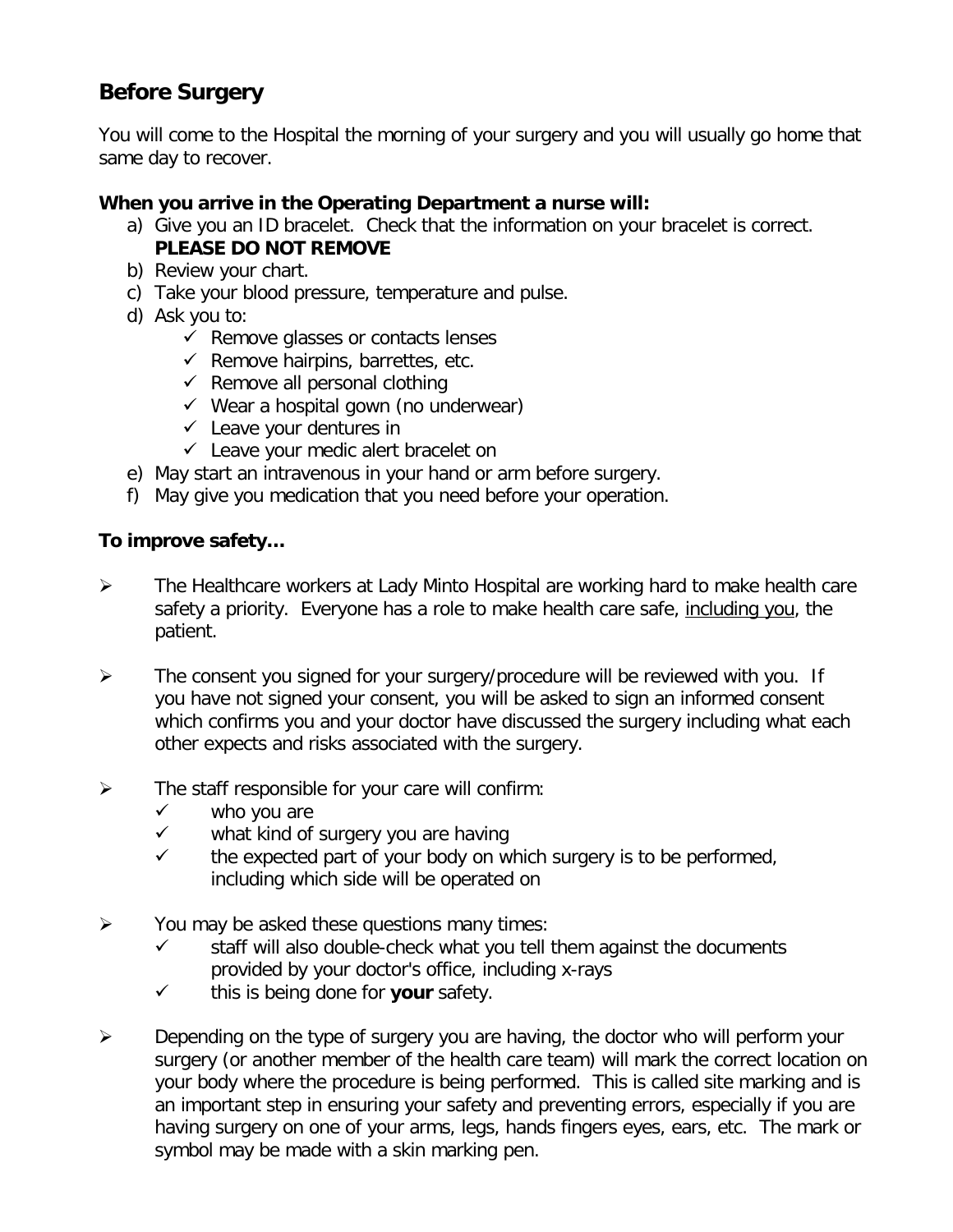## Before Surgery

You will come to the Hospital the morning of your surgery and you will usually go home that same day to recover.

**When you arrive in the Operating Department a nurse will:**

a) Give you an ID bracelet. Check that the information on your bracelet is correct. **PLEASE DO NOT REMOVE**
b) Review your chart.
c) Take your blood pressure, temperature and pulse.
d) Ask you to:
   - ✓ Remove glasses or contacts lenses
   - ✓ Remove hairpins, barrettes, etc.
   - ✓ Remove all personal clothing
   - ✓ Wear a hospital gown (no underwear)
   - ✓ Leave your dentures in
   - ✓ Leave your medic alert bracelet on
e) May start an intravenous in your hand or arm before surgery.
f) May give you medication that you need before your operation.

**To improve safety…**

- The Healthcare workers at Lady Minto Hospital are working hard to make health care safety a priority. Everyone has a role to make health care safe, including you, the patient.

- The consent you signed for your surgery/procedure will be reviewed with you. If you have not signed your consent, you will be asked to sign an informed consent which confirms you and your doctor have discussed the surgery including what each other expects and risks associated with the surgery.

- The staff responsible for your care will confirm:
  - ✓ who you are
  - ✓ what kind of surgery you are having
  - ✓ the expected part of your body on which surgery is to be performed, including which side will be operated on

- You may be asked these questions many times:
  - ✓ staff will also double-check what you tell them against the documents provided by your doctor's office, including x-rays
  - ✓ this is being done for **your** safety.

- Depending on the type of surgery you are having, the doctor who will perform your surgery (or another member of the health care team) will mark the correct location on your body where the procedure is being performed. This is called site marking and is an important step in ensuring your safety and preventing errors, especially if you are having surgery on one of your arms, legs, hands fingers eyes, ears, etc. The mark or symbol may be made with a skin marking pen.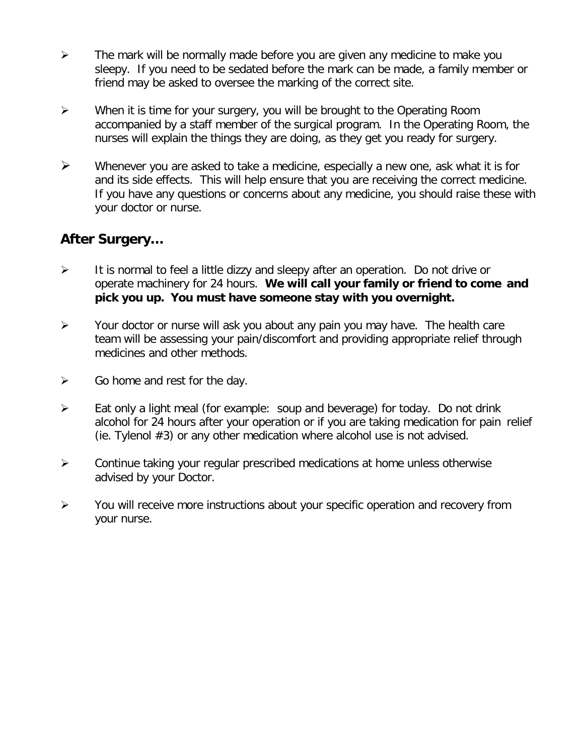- The mark will be normally made before you are given any medicine to make you sleepy. If you need to be sedated before the mark can be made, a family member or friend may be asked to oversee the marking of the correct site.

- When it is time for your surgery, you will be brought to the Operating Room accompanied by a staff member of the surgical program. In the Operating Room, the nurses will explain the things they are doing, as they get you ready for surgery.

- Whenever you are asked to take a medicine, especially a new one, ask what it is for and its side effects. This will help ensure that you are receiving the correct medicine. If you have any questions or concerns about any medicine, you should raise these with your doctor or nurse.

## After Surgery…

- It is normal to feel a little dizzy and sleepy after an operation. Do not drive or operate machinery for 24 hours. **We will call your family or friend to come and pick you up. You must have someone stay with you overnight.**

- Your doctor or nurse will ask you about any pain you may have. The health care team will be assessing your pain/discomfort and providing appropriate relief through medicines and other methods.

- Go home and rest for the day.

- Eat only a light meal (for example: soup and beverage) for today. Do not drink alcohol for 24 hours after your operation or if you are taking medication for pain relief (ie. Tylenol #3) or any other medication where alcohol use is not advised.

- Continue taking your regular prescribed medications at home unless otherwise advised by your Doctor.

- You will receive more instructions about your specific operation and recovery from your nurse.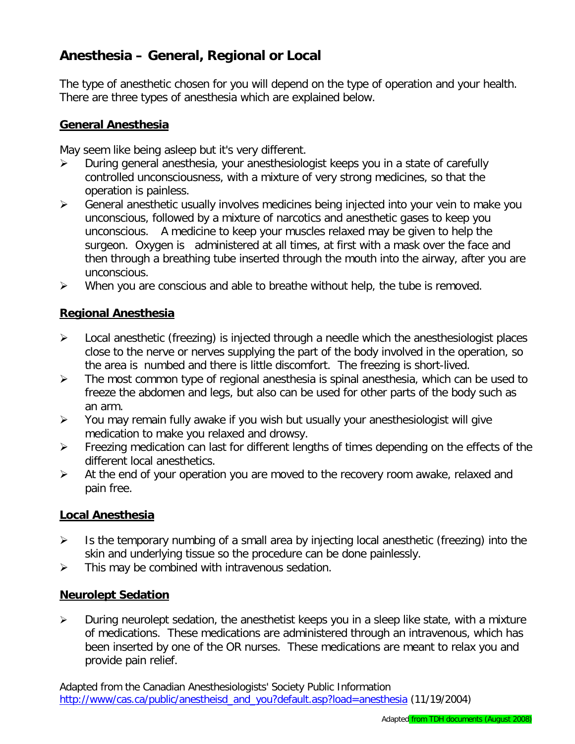# Anesthesia – General, Regional or Local

The type of anesthetic chosen for you will depend on the type of operation and your health. There are three types of anesthesia which are explained below.

## General Anesthesia

May seem like being asleep but it's very different.

- During general anesthesia, your anesthesiologist keeps you in a state of carefully controlled unconsciousness, with a mixture of very strong medicines, so that the operation is painless.
- General anesthetic usually involves medicines being injected into your vein to make you unconscious, followed by a mixture of narcotics and anesthetic gases to keep you unconscious. A medicine to keep your muscles relaxed may be given to help the surgeon. Oxygen is administered at all times, at first with a mask over the face and then through a breathing tube inserted through the mouth into the airway, after you are unconscious.
- When you are conscious and able to breathe without help, the tube is removed.

## Regional Anesthesia

- Local anesthetic (freezing) is injected through a needle which the anesthesiologist places close to the nerve or nerves supplying the part of the body involved in the operation, so the area is numbed and there is little discomfort. The freezing is short-lived.
- The most common type of regional anesthesia is spinal anesthesia, which can be used to freeze the abdomen and legs, but also can be used for other parts of the body such as an arm.
- You may remain fully awake if you wish but usually your anesthesiologist will give medication to make you relaxed and drowsy.
- Freezing medication can last for different lengths of times depending on the effects of the different local anesthetics.
- At the end of your operation you are moved to the recovery room awake, relaxed and pain free.

## Local Anesthesia

- Is the temporary numbing of a small area by injecting local anesthetic (freezing) into the skin and underlying tissue so the procedure can be done painlessly.
- This may be combined with intravenous sedation.

## Neurolept Sedation

- During neurolept sedation, the anesthetist keeps you in a sleep like state, with a mixture of medications. These medications are administered through an intravenous, which has been inserted by one of the OR nurses. These medications are meant to relax you and provide pain relief.

Adapted from the Canadian Anesthesiologists' Society Public Information
http://www/cas.ca/public/anestheisd_and_you?default.asp?load=anesthesia (11/19/2004)

Adapted from TDH documents (August 2008)